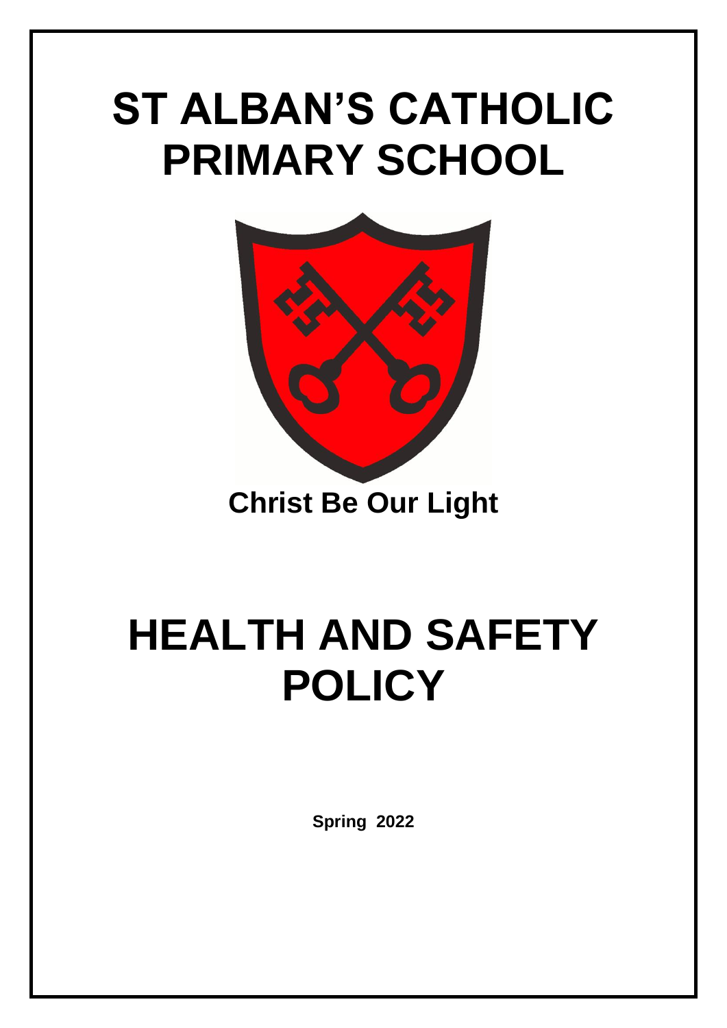# ST ALBAN'S CATHOLIC PRIMARY SCHOOL

**Christ Be Our Light**

# HEALTH AND SAFETY POLICY

**Spring 2022**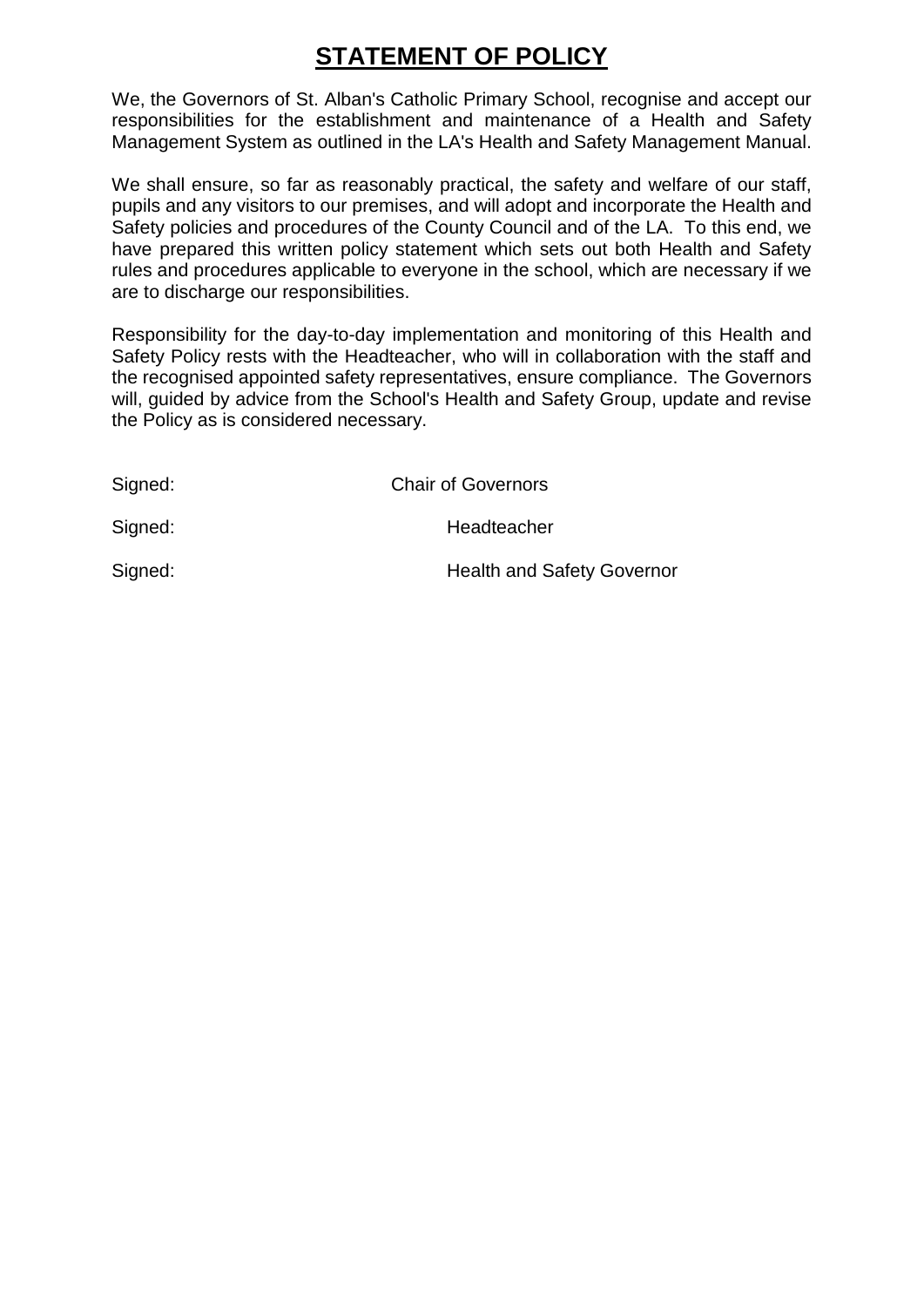# STATEMENT OF POLICY

We, the Governors of St. Alban's Catholic Primary School, recognise and accept our responsibilities for the establishment and maintenance of a Health and Safety Management System as outlined in the LA's Health and Safety Management Manual.

We shall ensure, so far as reasonably practical, the safety and welfare of our staff, pupils and any visitors to our premises, and will adopt and incorporate the Health and Safety policies and procedures of the County Council and of the LA. To this end, we have prepared this written policy statement which sets out both Health and Safety rules and procedures applicable to everyone in the school, which are necessary if we are to discharge our responsibilities.

Responsibility for the day-to-day implementation and monitoring of this Health and Safety Policy rests with the Headteacher, who will in collaboration with the staff and the recognised appointed safety representatives, ensure compliance. The Governors will, guided by advice from the School's Health and Safety Group, update and revise the Policy as is considered necessary.

Signed: Chair of Governors

Signed: Headteacher

Signed: Health and Safety Governor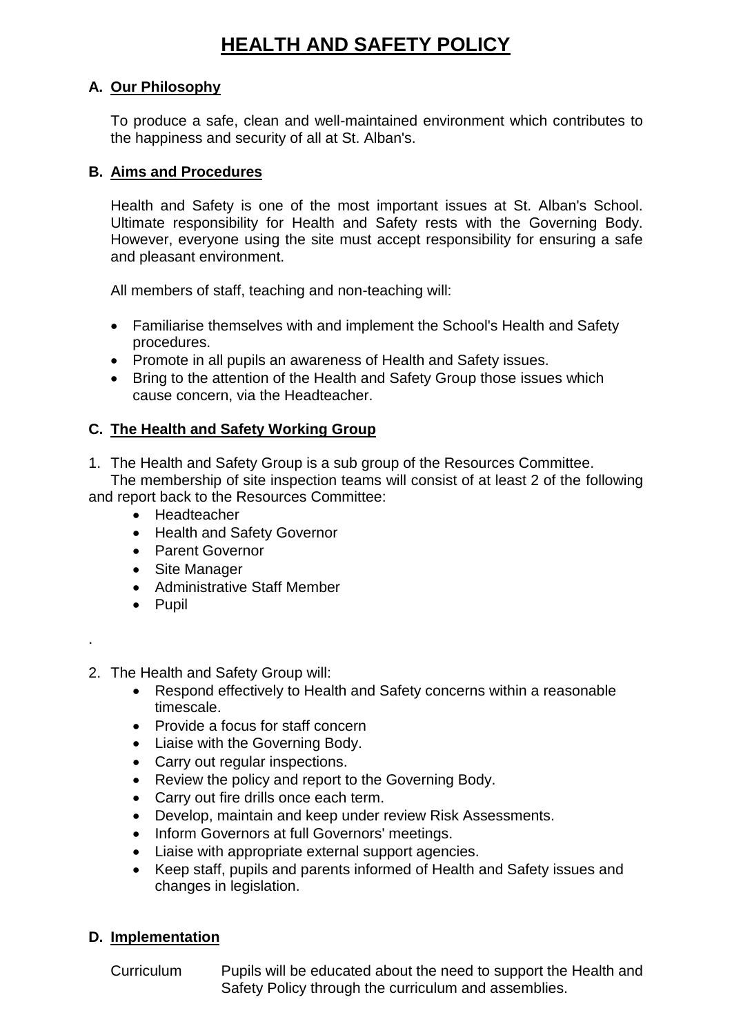# HEALTH AND SAFETY POLICY

## A. Our Philosophy

To produce a safe, clean and well-maintained environment which contributes to the happiness and security of all at St. Alban's.

## B. Aims and Procedures

Health and Safety is one of the most important issues at St. Alban's School. Ultimate responsibility for Health and Safety rests with the Governing Body. However, everyone using the site must accept responsibility for ensuring a safe and pleasant environment.

All members of staff, teaching and non-teaching will:

- Familiarise themselves with and implement the School's Health and Safety procedures.
- Promote in all pupils an awareness of Health and Safety issues.
- Bring to the attention of the Health and Safety Group those issues which cause concern, via the Headteacher.

## C. The Health and Safety Working Group

1. The Health and Safety Group is a sub group of the Resources Committee.
   The membership of site inspection teams will consist of at least 2 of the following and report back to the Resources Committee:
   - Headteacher
   - Health and Safety Governor
   - Parent Governor
   - Site Manager
   - Administrative Staff Member
   - Pupil

2. The Health and Safety Group will:
   - Respond effectively to Health and Safety concerns within a reasonable timescale.
   - Provide a focus for staff concern
   - Liaise with the Governing Body.
   - Carry out regular inspections.
   - Review the policy and report to the Governing Body.
   - Carry out fire drills once each term.
   - Develop, maintain and keep under review Risk Assessments.
   - Inform Governors at full Governors' meetings.
   - Liaise with appropriate external support agencies.
   - Keep staff, pupils and parents informed of Health and Safety issues and changes in legislation.

## D. Implementation

Curriculum — Pupils will be educated about the need to support the Health and Safety Policy through the curriculum and assemblies.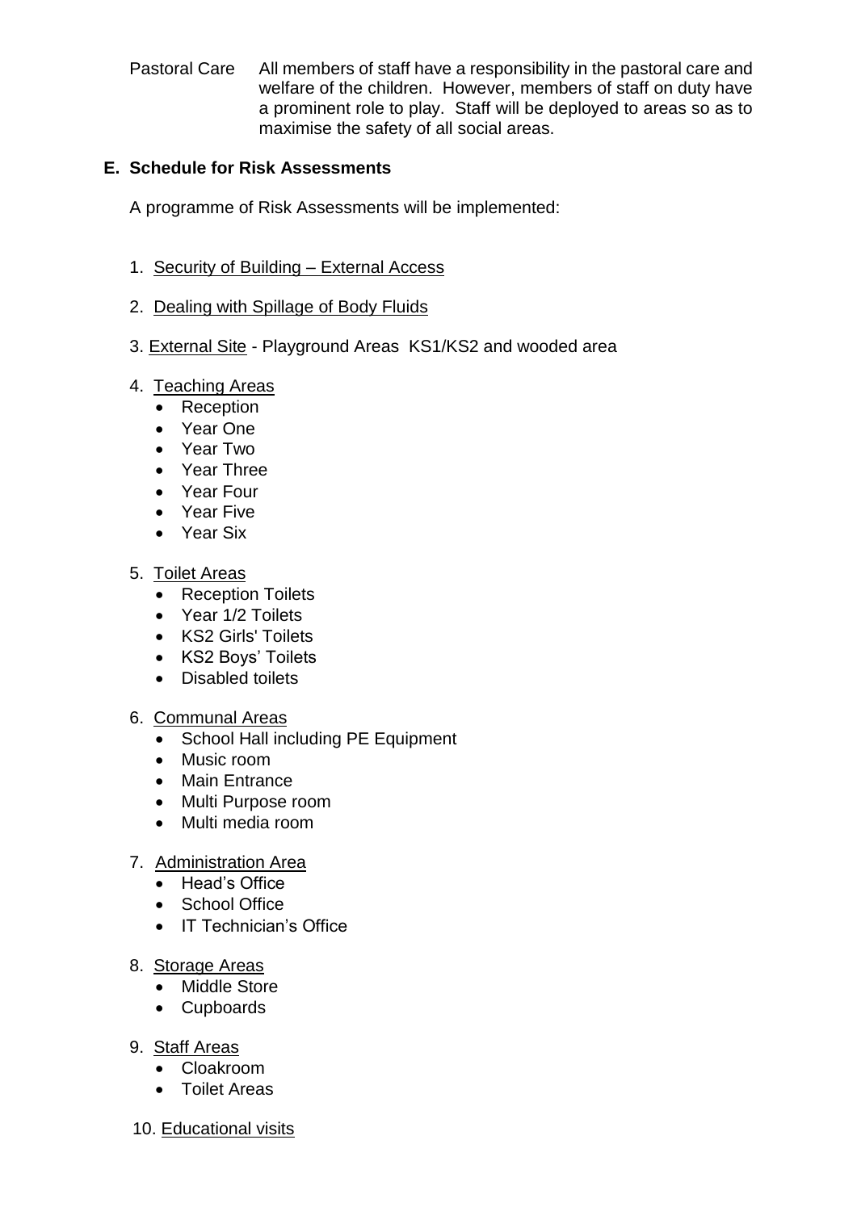Pastoral Care All members of staff have a responsibility in the pastoral care and welfare of the children. However, members of staff on duty have a prominent role to play. Staff will be deployed to areas so as to maximise the safety of all social areas.

## E. Schedule for Risk Assessments

A programme of Risk Assessments will be implemented:

1. Security of Building – External Access
2. Dealing with Spillage of Body Fluids
3. External Site - Playground Areas KS1/KS2 and wooded area
4. Teaching Areas
    - Reception
    - Year One
    - Year Two
    - Year Three
    - Year Four
    - Year Five
    - Year Six
5. Toilet Areas
    - Reception Toilets
    - Year 1/2 Toilets
    - KS2 Girls' Toilets
    - KS2 Boys' Toilets
    - Disabled toilets
6. Communal Areas
    - School Hall including PE Equipment
    - Music room
    - Main Entrance
    - Multi Purpose room
    - Multi media room
7. Administration Area
    - Head's Office
    - School Office
    - IT Technician's Office
8. Storage Areas
    - Middle Store
    - Cupboards
9. Staff Areas
    - Cloakroom
    - Toilet Areas
10. Educational visits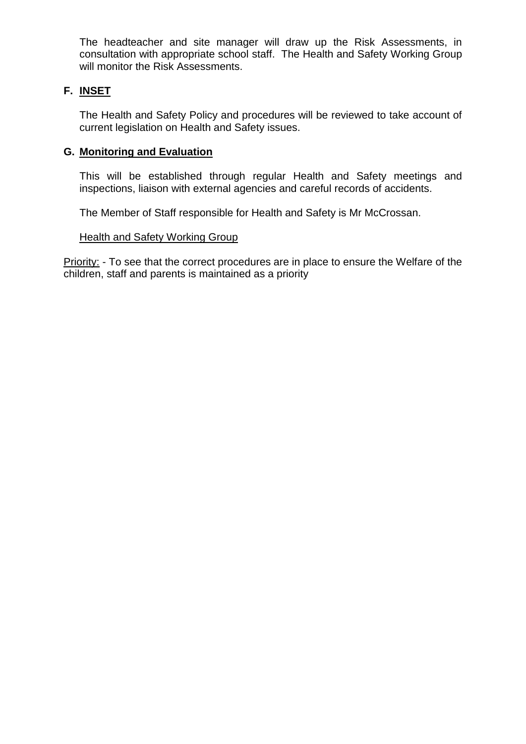The headteacher and site manager will draw up the Risk Assessments, in consultation with appropriate school staff. The Health and Safety Working Group will monitor the Risk Assessments.

## F. <u>INSET</u>

The Health and Safety Policy and procedures will be reviewed to take account of current legislation on Health and Safety issues.

## G. <u>Monitoring and Evaluation</u>

This will be established through regular Health and Safety meetings and inspections, liaison with external agencies and careful records of accidents.

The Member of Staff responsible for Health and Safety is Mr McCrossan.

<u>Health and Safety Working Group</u>

<u>Priority:</u> - To see that the correct procedures are in place to ensure the Welfare of the children, staff and parents is maintained as a priority